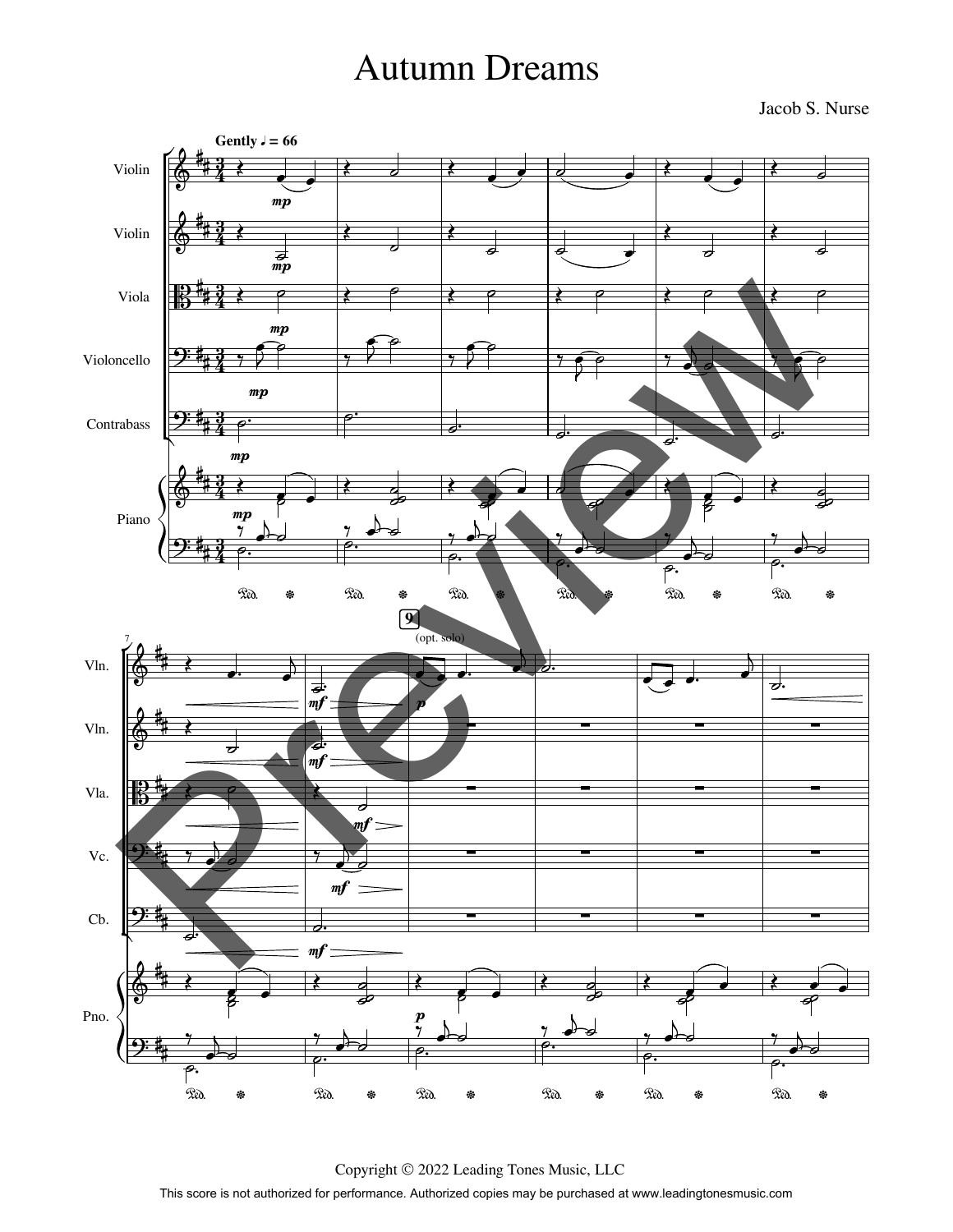# Autumn Dreams

Jacob S. Nurse

Copyright © 2022 Leading Tones Music, LLC

This score is not authorized for performance. Authorized copies may be purchased at www.leadingtonesmusic.com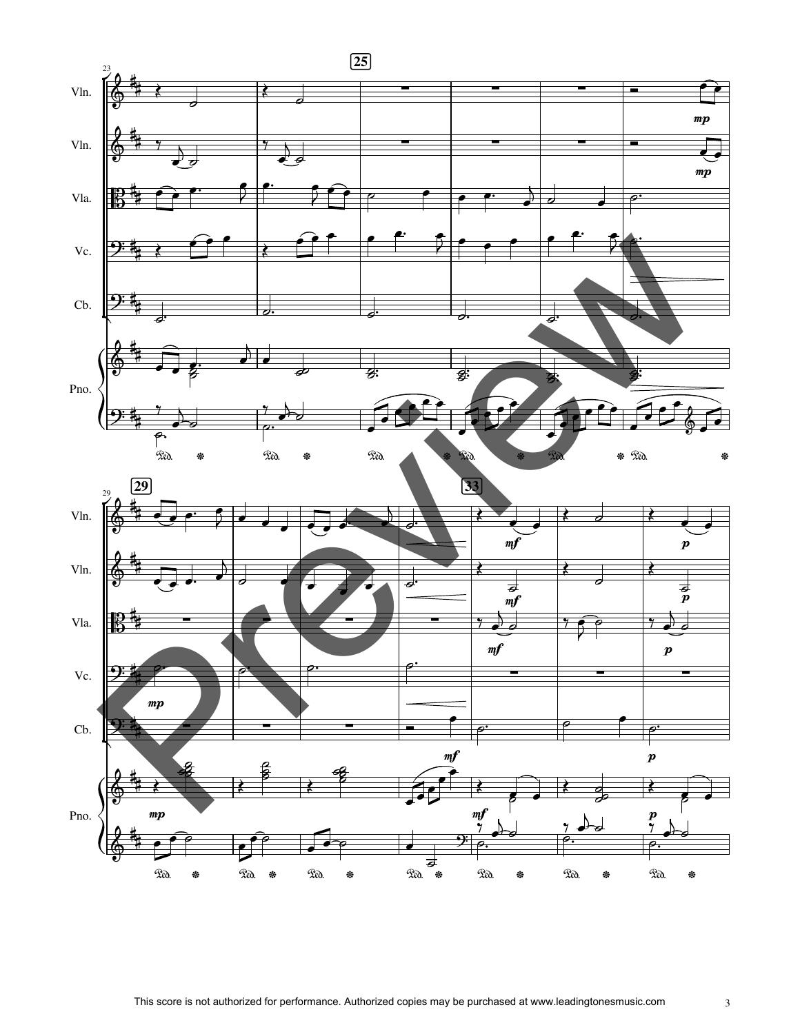This score is not authorized for performance. Authorized copies may be purchased at www.leadingtonesmusic.com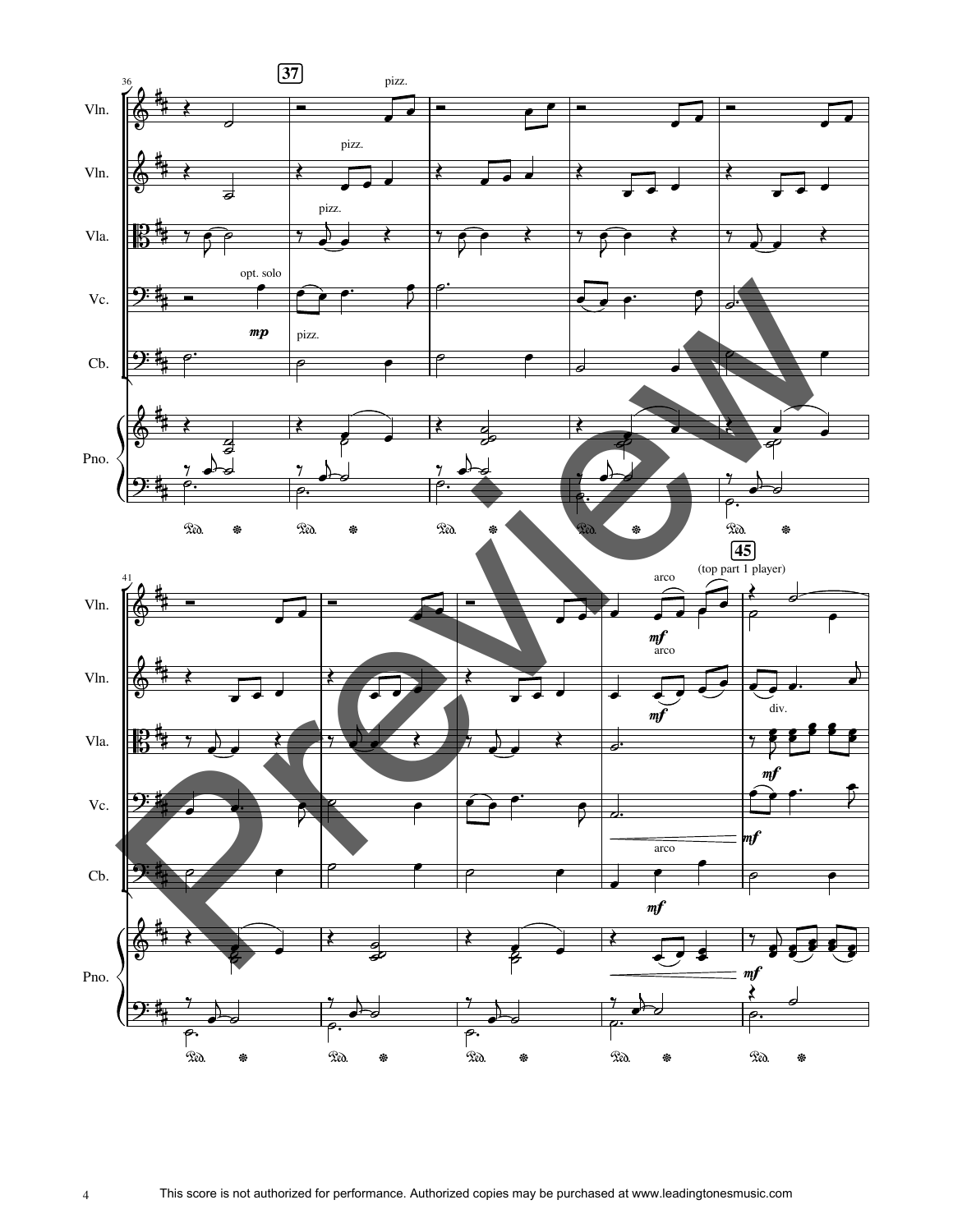36

**37**

pizz.

Vln.

pizz.

Vln.

pizz.

Vla.

opt. solo

*mp*

Vc.

pizz.

Cb.

Pno.

41

**45**

arco

(top part 1 player)

*mf*

Vln.

arco

*mf*

Vln.

div.

*mf*

Vla.

*mf*

Vc.

arco

*mf*

Cb.

*mf*

Pno.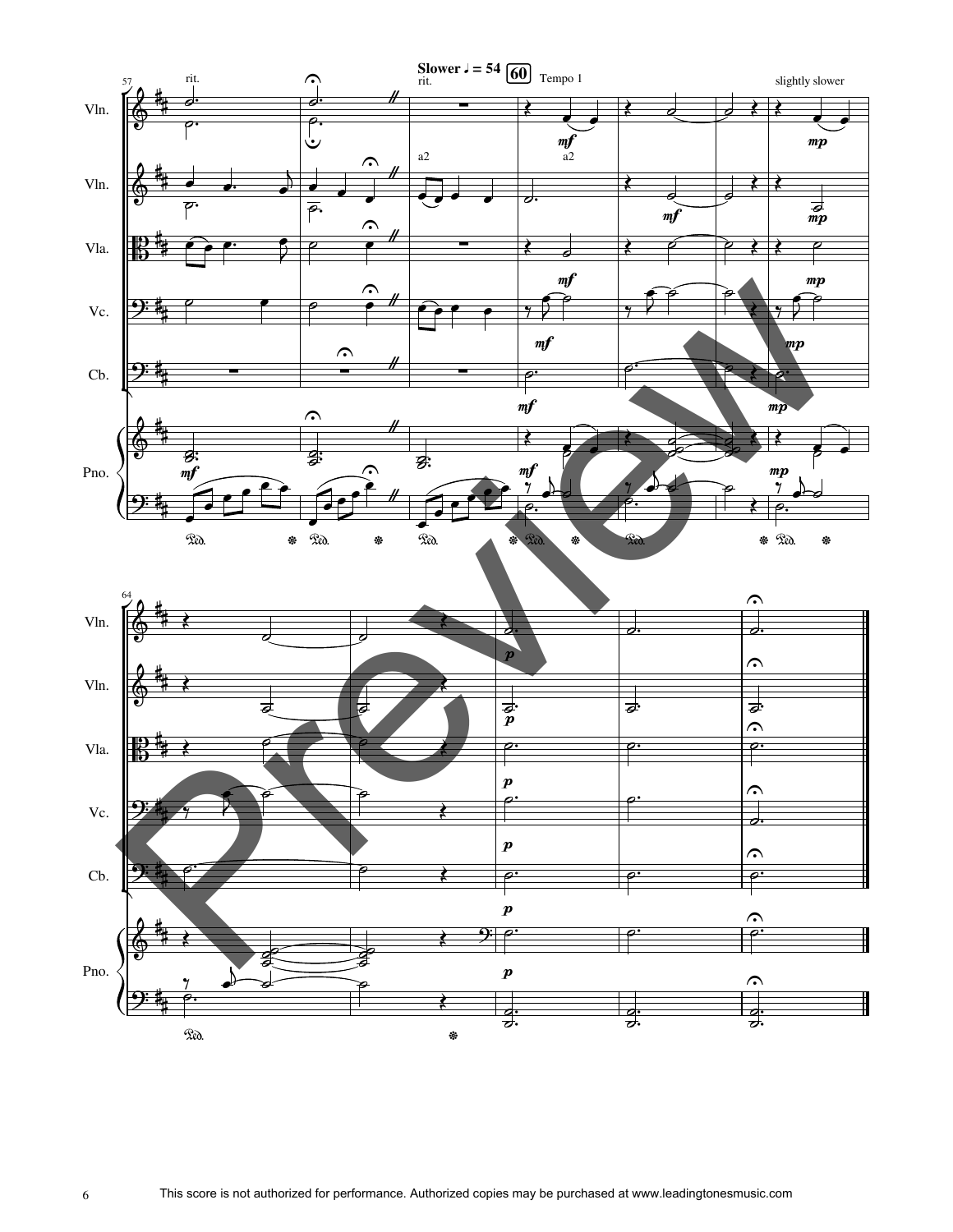rit.

**Slower ♩ = 54** **60** Tempo 1

rit.

slightly slower

Vln.

Vln.

Vla.

Vc.

Cb.

Pno.